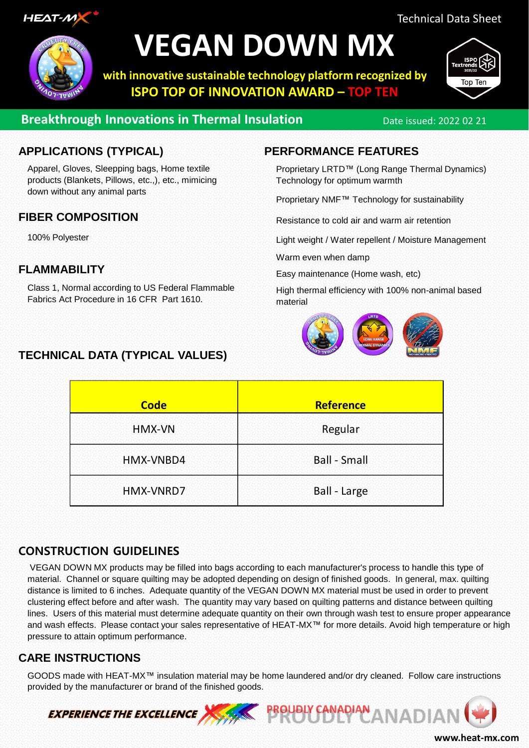HEAT-MX

Technical Data Sheet

# VEGAN DOWN MX

**with innovative sustainable technology platform recognized by ISPO TOP OF INNOVATION AWARD – TOP TEN**

ISPO Textrends 2021/22 Top Ten

**Breakthrough Innovations in Thermal Insulation**

Date issued: 2022 02 21

## APPLICATIONS (TYPICAL)

Apparel, Gloves, Sleeping bags, Home textile products (Blankets, Pillows, etc.,), etc., mimicing down without any animal parts

## FIBER COMPOSITION

100% Polyester

## FLAMMABILITY

Class 1, Normal according to US Federal Flammable Fabrics Act Procedure in 16 CFR Part 1610.

## PERFORMANCE FEATURES

Proprietary LRTD™ (Long Range Thermal Dynamics) Technology for optimum warmth

Proprietary NMF™ Technology for sustainability

Resistance to cold air and warm air retention

Light weight / Water repellent / Moisture Management

Warm even when damp

Easy maintenance (Home wash, etc)

High thermal efficiency with 100% non-animal based material

## TECHNICAL DATA (TYPICAL VALUES)

| Code | Reference |
|---|---|
| HMX-VN | Regular |
| HMX-VNBD4 | Ball - Small |
| HMX-VNRD7 | Ball - Large |

## CONSTRUCTION GUIDELINES

VEGAN DOWN MX products may be filled into bags according to each manufacturer's process to handle this type of material. Channel or square quilting may be adopted depending on design of finished goods. In general, max. quilting distance is limited to 6 inches. Adequate quantity of the VEGAN DOWN MX material must be used in order to prevent clustering effect before and after wash. The quantity may vary based on quilting patterns and distance between quilting lines. Users of this material must determine adequate quantity on their own through wash test to ensure proper appearance and wash effects. Please contact your sales representative of HEAT-MX™ for more details. Avoid high temperature or high pressure to attain optimum performance.

## CARE INSTRUCTIONS

GOODS made with HEAT-MX™ insulation material may be home laundered and/or dry cleaned. Follow care instructions provided by the manufacturer or brand of the finished goods.

*EXPERIENCE THE EXCELLENCE*

PROUDLY CANADIAN

www.heat-mx.com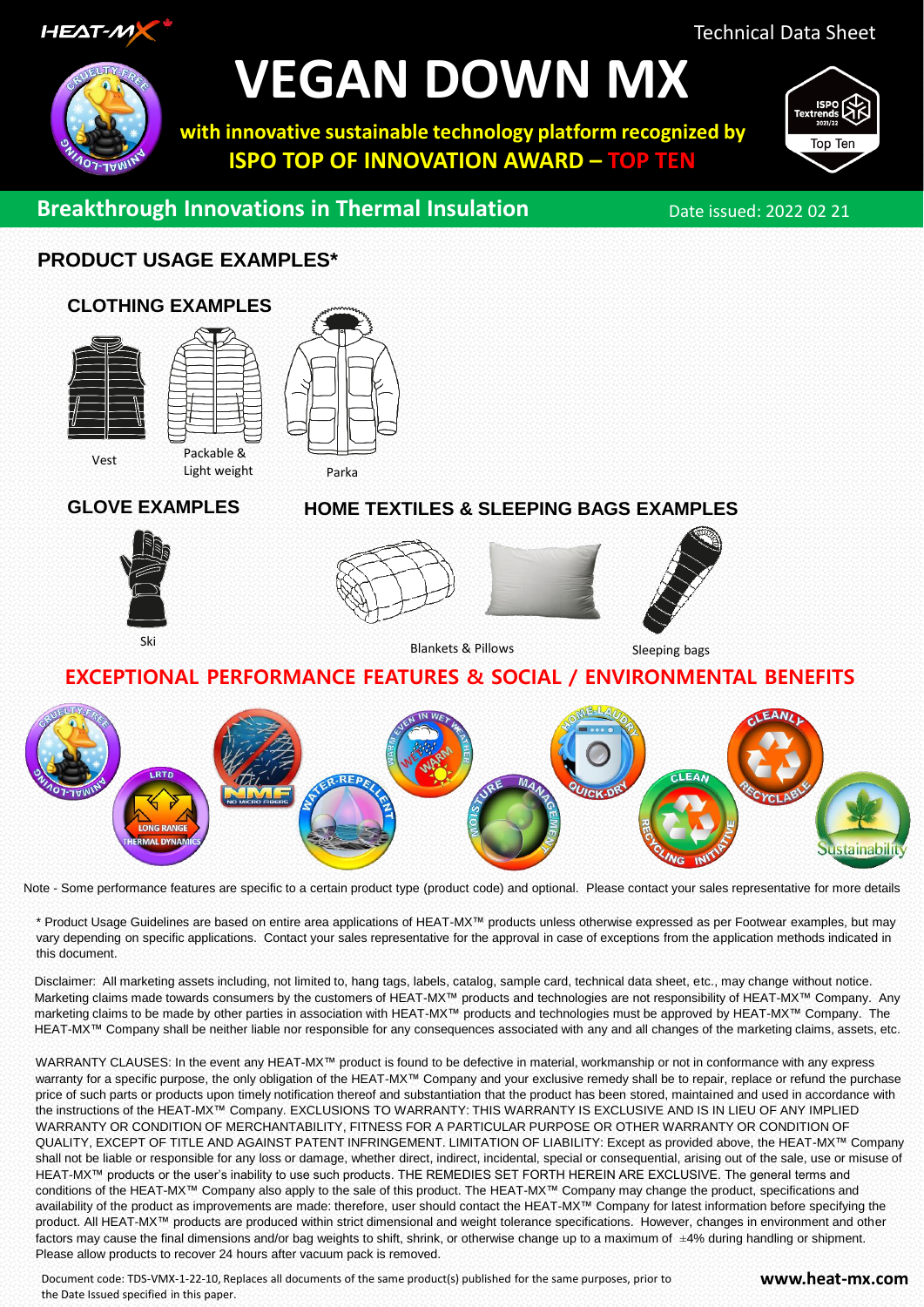HEAT-MX

Technical Data Sheet

# VEGAN DOWN MX

**with innovative sustainable technology platform recognized by ISPO TOP OF INNOVATION AWARD – TOP TEN**

**Breakthrough Innovations in Thermal Insulation**

Date issued: 2022 02 21

## PRODUCT USAGE EXAMPLES*

### CLOTHING EXAMPLES

Vest

Packable & Light weight

Parka

### GLOVE EXAMPLES

Ski

### HOME TEXTILES & SLEEPING BAGS EXAMPLES

Blankets & Pillows

Sleeping bags

## EXCEPTIONAL PERFORMANCE FEATURES & SOCIAL / ENVIRONMENTAL BENEFITS

Note - Some performance features are specific to a certain product type (product code) and optional. Please contact your sales representative for more details

* Product Usage Guidelines are based on entire area applications of HEAT-MX™ products unless otherwise expressed as per Footwear examples, but may vary depending on specific applications. Contact your sales representative for the approval in case of exceptions from the application methods indicated in this document.

Disclaimer: All marketing assets including, not limited to, hang tags, labels, catalog, sample card, technical data sheet, etc., may change without notice. Marketing claims made towards consumers by the customers of HEAT-MX™ products and technologies are not responsibility of HEAT-MX™ Company. Any marketing claims to be made by other parties in association with HEAT-MX™ products and technologies must be approved by HEAT-MX™ Company. The HEAT-MX™ Company shall be neither liable nor responsible for any consequences associated with any and all changes of the marketing claims, assets, etc.

WARRANTY CLAUSES: In the event any HEAT-MX™ product is found to be defective in material, workmanship or not in conformance with any express warranty for a specific purpose, the only obligation of the HEAT-MX™ Company and your exclusive remedy shall be to repair, replace or refund the purchase price of such parts or products upon timely notification thereof and substantiation that the product has been stored, maintained and used in accordance with the instructions of the HEAT-MX™ Company. EXCLUSIONS TO WARRANTY: THIS WARRANTY IS EXCLUSIVE AND IS IN LIEU OF ANY IMPLIED WARRANTY OR CONDITION OF MERCHANTABILITY, FITNESS FOR A PARTICULAR PURPOSE OR OTHER WARRANTY OR CONDITION OF QUALITY, EXCEPT OF TITLE AND AGAINST PATENT INFRINGEMENT. LIMITATION OF LIABILITY: Except as provided above, the HEAT-MX™ Company shall not be liable or responsible for any loss or damage, whether direct, indirect, incidental, special or consequential, arising out of the sale, use or misuse of HEAT-MX™ products or the user's inability to use such products. THE REMEDIES SET FORTH HEREIN ARE EXCLUSIVE. The general terms and conditions of the HEAT-MX™ Company also apply to the sale of this product. The HEAT-MX™ Company may change the product, specifications and availability of the product as improvements are made: therefore, user should contact the HEAT-MX™ Company for latest information before specifying the product. All HEAT-MX™ products are produced within strict dimensional and weight tolerance specifications. However, changes in environment and other factors may cause the final dimensions and/or bag weights to shift, shrink, or otherwise change up to a maximum of ±4% during handling or shipment. Please allow products to recover 24 hours after vacuum pack is removed.

Document code: TDS-VMX-1-22-10, Replaces all documents of the same product(s) published for the same purposes, prior to the Date Issued specified in this paper.

**www.heat-mx.com**